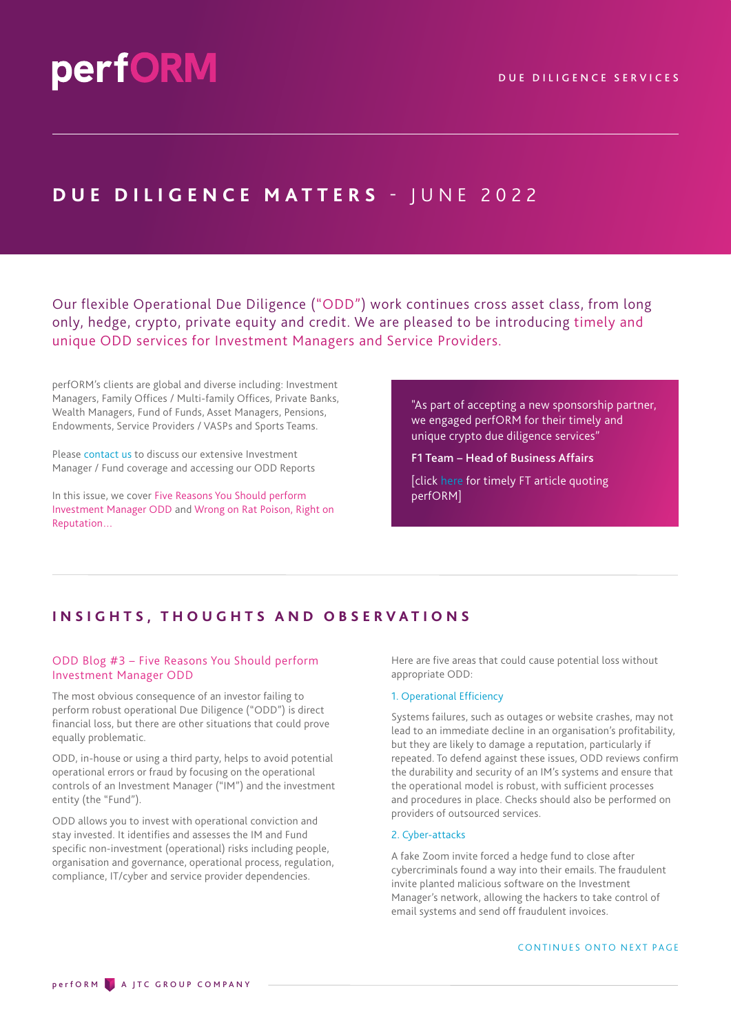perfORM

DUE DILIGENCE SERVICES

# DUE DILIGENCE MATTERS - JUNE 2022

Our flexible Operational Due Diligence ("ODD") work continues cross asset class, from long only, hedge, crypto, private equity and credit. We are pleased to be introducing timely and unique ODD services for Investment Managers and Service Providers.

perfORM's clients are global and diverse including: Investment Managers, Family Offices / Multi-family Offices, Private Banks, Wealth Managers, Fund of Funds, Asset Managers, Pensions, Endowments, Service Providers / VASPs and Sports Teams.

Please contact us to discuss our extensive Investment Manager / Fund coverage and accessing our ODD Reports

In this issue, we cover Five Reasons You Should perform Investment Manager ODD and Wrong on Rat Poison, Right on Reputation…

> "As part of accepting a new sponsorship partner, we engaged perfORM for their timely and unique crypto due diligence services"
>
> **F1 Team – Head of Business Affairs**
>
> [click here for timely FT article quoting perfORM]

## INSIGHTS, THOUGHTS AND OBSERVATIONS

### ODD Blog #3 – Five Reasons You Should perform Investment Manager ODD

The most obvious consequence of an investor failing to perform robust operational Due Diligence ("ODD") is direct financial loss, but there are other situations that could prove equally problematic.

ODD, in-house or using a third party, helps to avoid potential operational errors or fraud by focusing on the operational controls of an Investment Manager ("IM") and the investment entity (the "Fund").

ODD allows you to invest with operational conviction and stay invested. It identifies and assesses the IM and Fund specific non-investment (operational) risks including people, organisation and governance, operational process, regulation, compliance, IT/cyber and service provider dependencies.

Here are five areas that could cause potential loss without appropriate ODD:

#### 1. Operational Efficiency

Systems failures, such as outages or website crashes, may not lead to an immediate decline in an organisation's profitability, but they are likely to damage a reputation, particularly if repeated. To defend against these issues, ODD reviews confirm the durability and security of an IM's systems and ensure that the operational model is robust, with sufficient processes and procedures in place. Checks should also be performed on providers of outsourced services.

#### 2. Cyber-attacks

A fake Zoom invite forced a hedge fund to close after cybercriminals found a way into their emails. The fraudulent invite planted malicious software on the Investment Manager's network, allowing the hackers to take control of email systems and send off fraudulent invoices.

CONTINUES ONTO NEXT PAGE

perfORM A JTC GROUP COMPANY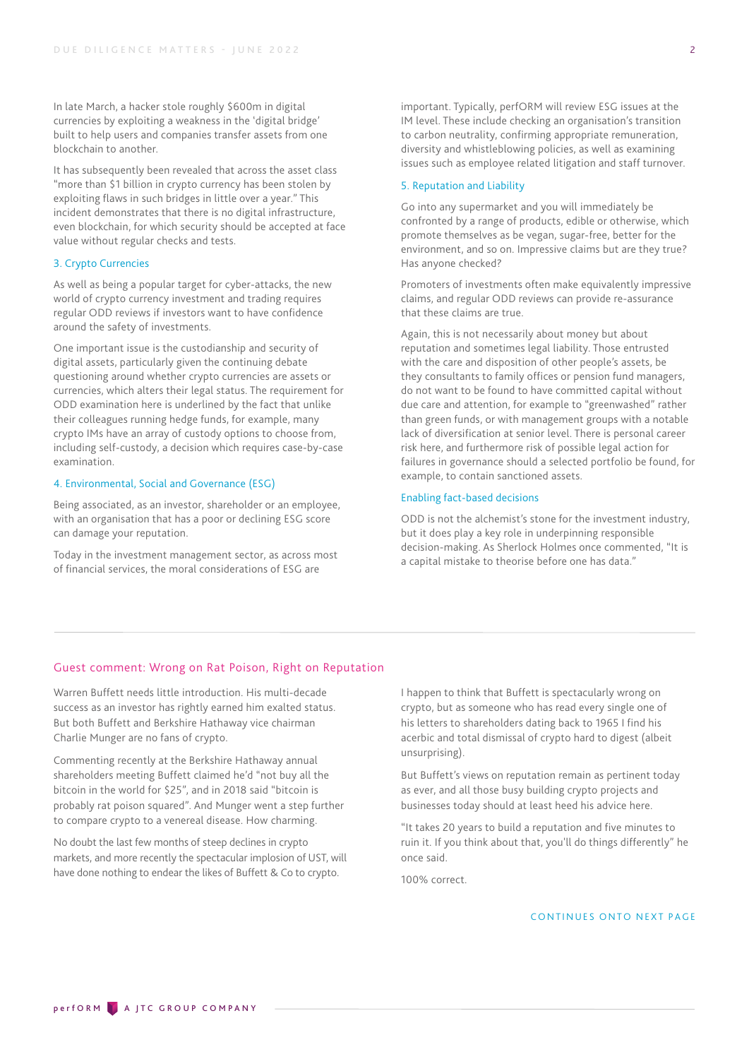In late March, a hacker stole roughly $600m in digital currencies by exploiting a weakness in the 'digital bridge' built to help users and companies transfer assets from one blockchain to another.

It has subsequently been revealed that across the asset class "more than $1 billion in crypto currency has been stolen by exploiting flaws in such bridges in little over a year." This incident demonstrates that there is no digital infrastructure, even blockchain, for which security should be accepted at face value without regular checks and tests.

### 3. Crypto Currencies

As well as being a popular target for cyber-attacks, the new world of crypto currency investment and trading requires regular ODD reviews if investors want to have confidence around the safety of investments.

One important issue is the custodianship and security of digital assets, particularly given the continuing debate questioning around whether crypto currencies are assets or currencies, which alters their legal status. The requirement for ODD examination here is underlined by the fact that unlike their colleagues running hedge funds, for example, many crypto IMs have an array of custody options to choose from, including self-custody, a decision which requires case-by-case examination.

### 4. Environmental, Social and Governance (ESG)

Being associated, as an investor, shareholder or an employee, with an organisation that has a poor or declining ESG score can damage your reputation.

Today in the investment management sector, as across most of financial services, the moral considerations of ESG are important. Typically, perfORM will review ESG issues at the IM level. These include checking an organisation's transition to carbon neutrality, confirming appropriate remuneration, diversity and whistleblowing policies, as well as examining issues such as employee related litigation and staff turnover.

### 5. Reputation and Liability

Go into any supermarket and you will immediately be confronted by a range of products, edible or otherwise, which promote themselves as be vegan, sugar-free, better for the environment, and so on. Impressive claims but are they true? Has anyone checked?

Promoters of investments often make equivalently impressive claims, and regular ODD reviews can provide re-assurance that these claims are true.

Again, this is not necessarily about money but about reputation and sometimes legal liability. Those entrusted with the care and disposition of other people's assets, be they consultants to family offices or pension fund managers, do not want to be found to have committed capital without due care and attention, for example to "greenwashed" rather than green funds, or with management groups with a notable lack of diversification at senior level. There is personal career risk here, and furthermore risk of possible legal action for failures in governance should a selected portfolio be found, for example, to contain sanctioned assets.

### Enabling fact-based decisions

ODD is not the alchemist's stone for the investment industry, but it does play a key role in underpinning responsible decision-making. As Sherlock Holmes once commented, "It is a capital mistake to theorise before one has data."

---

## Guest comment: Wrong on Rat Poison, Right on Reputation

Warren Buffett needs little introduction. His multi-decade success as an investor has rightly earned him exalted status. But both Buffett and Berkshire Hathaway vice chairman Charlie Munger are no fans of crypto.

Commenting recently at the Berkshire Hathaway annual shareholders meeting Buffett claimed he'd "not buy all the bitcoin in the world for $25", and in 2018 said "bitcoin is probably rat poison squared". And Munger went a step further to compare crypto to a venereal disease. How charming.

No doubt the last few months of steep declines in crypto markets, and more recently the spectacular implosion of UST, will have done nothing to endear the likes of Buffett & Co to crypto.

I happen to think that Buffett is spectacularly wrong on crypto, but as someone who has read every single one of his letters to shareholders dating back to 1965 I find his acerbic and total dismissal of crypto hard to digest (albeit unsurprising).

But Buffett's views on reputation remain as pertinent today as ever, and all those busy building crypto projects and businesses today should at least heed his advice here.

"It takes 20 years to build a reputation and five minutes to ruin it. If you think about that, you'll do things differently" he once said.

100% correct.

CONTINUES ONTO NEXT PAGE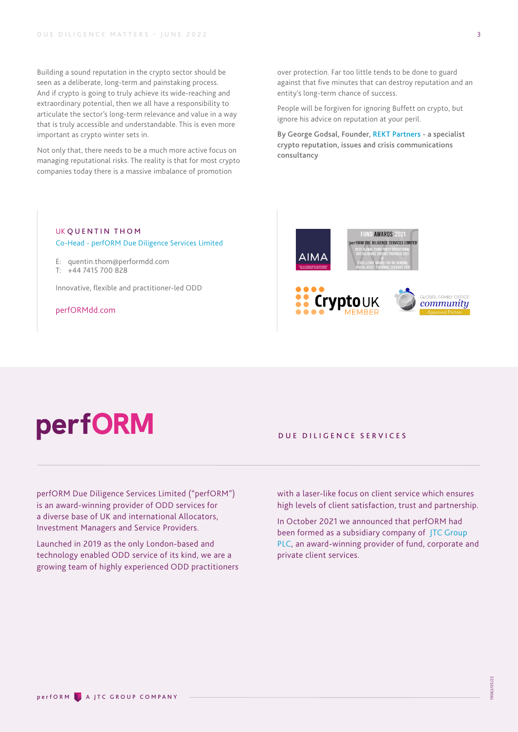Building a sound reputation in the crypto sector should be seen as a deliberate, long-term and painstaking process. And if crypto is going to truly achieve its wide-reaching and extraordinary potential, then we all have a responsibility to articulate the sector's long-term relevance and value in a way that is truly accessible and understandable. This is even more important as crypto winter sets in.

Not only that, there needs to be a much more active focus on managing reputational risks. The reality is that for most crypto companies today there is a massive imbalance of promotion over protection. Far too little tends to be done to guard against that five minutes that can destroy reputation and an entity's long-term chance of success.

People will be forgiven for ignoring Buffett on crypto, but ignore his advice on reputation at your peril.

**By George Godsal, Founder, REKT Partners - a specialist crypto reputation, issues and crisis communications consultancy**

UK **QUENTIN THOM**
Co-Head - perfORM Due Diligence Services Limited

E: quentin.thom@performdd.com
T: +44 7415 700 828

Innovative, flexible and practitioner-led ODD

perfORMdd.com

# perfORM

DUE DILIGENCE SERVICES

perfORM Due Diligence Services Limited ("perfORM") is an award-winning provider of ODD services for a diverse base of UK and international Allocators, Investment Managers and Service Providers.

Launched in 2019 as the only London-based and technology enabled ODD service of its kind, we are a growing team of highly experienced ODD practitioners with a laser-like focus on client service which ensures high levels of client satisfaction, trust and partnership.

In October 2021 we announced that perfORM had been formed as a subsidiary company of JTC Group PLC, an award-winning provider of fund, corporate and private client services.